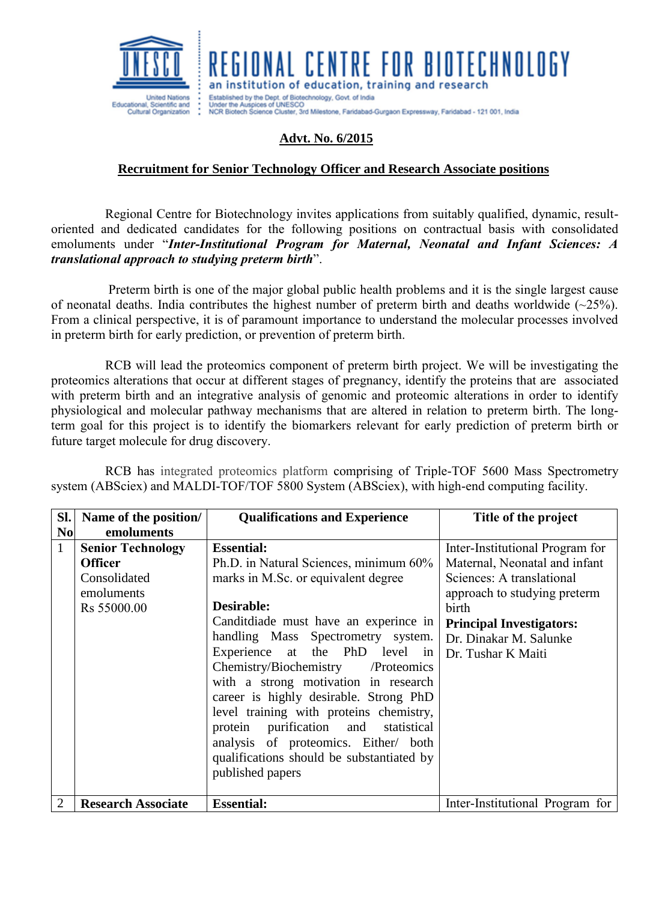# REGIONAL CENTRE FOR BIOTECHNOLOGY

an institution of education, training and research

United Nations Educational, Scientific and Cultural Organization

Established by the Dept. of Biotechnology, Govt. of India
Under the Auspices of UNESCO
NCR Biotech Science Cluster, 3rd Milestone, Faridabad-Gurgaon Expressway, Faridabad - 121 001, India

## Advt. No. 6/2015

### Recruitment for Senior Technology Officer and Research Associate positions

Regional Centre for Biotechnology invites applications from suitably qualified, dynamic, result-oriented and dedicated candidates for the following positions on contractual basis with consolidated emoluments under "***Inter-Institutional Program for Maternal, Neonatal and Infant Sciences: A translational approach to studying preterm birth***".

Preterm birth is one of the major global public health problems and it is the single largest cause of neonatal deaths. India contributes the highest number of preterm birth and deaths worldwide (~25%). From a clinical perspective, it is of paramount importance to understand the molecular processes involved in preterm birth for early prediction, or prevention of preterm birth.

RCB will lead the proteomics component of preterm birth project. We will be investigating the proteomics alterations that occur at different stages of pregnancy, identify the proteins that are associated with preterm birth and an integrative analysis of genomic and proteomic alterations in order to identify physiological and molecular pathway mechanisms that are altered in relation to preterm birth. The long-term goal for this project is to identify the biomarkers relevant for early prediction of preterm birth or future target molecule for drug discovery.

RCB has integrated proteomics platform comprising of Triple-TOF 5600 Mass Spectrometry system (ABSciex) and MALDI-TOF/TOF 5800 System (ABSciex), with high-end computing facility.

| Sl. No | Name of the position/ emoluments | Qualifications and Experience | Title of the project |
|---|---|---|---|
| 1 | **Senior Technology Officer** Consolidated emoluments Rs 55000.00 | **Essential:** Ph.D. in Natural Sciences, minimum 60% marks in M.Sc. or equivalent degree<br><br>**Desirable:** Canditdiade must have an experince in handling Mass Spectrometry system. Experience at the PhD level in Chemistry/Biochemistry /Proteomics with a strong motivation in research career is highly desirable. Strong PhD level training with proteins chemistry, protein purification and statistical analysis of proteomics. Either/ both qualifications should be substantiated by published papers | Inter-Institutional Program for Maternal, Neonatal and infant Sciences: A translational approach to studying preterm birth<br>**Principal Investigators:**<br>Dr. Dinakar M. Salunke<br>Dr. Tushar K Maiti |
| 2 | **Research Associate** | **Essential:** | Inter-Institutional Program for |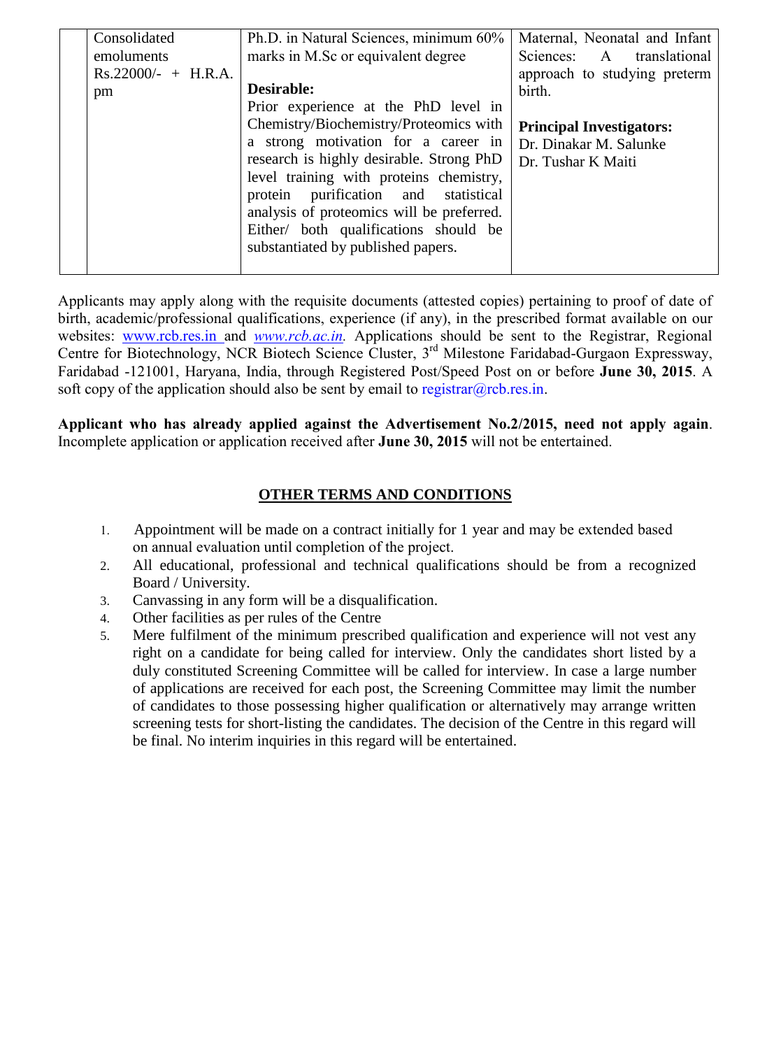| | | | |
|---|---|---|---|
| | Consolidated emoluments Rs.22000/- + H.R.A. pm | Ph.D. in Natural Sciences, minimum 60% marks in M.Sc or equivalent degree<br><br>**Desirable:**<br>Prior experience at the PhD level in Chemistry/Biochemistry/Proteomics with a strong motivation for a career in research is highly desirable. Strong PhD level training with proteins chemistry, protein purification and statistical analysis of proteomics will be preferred. Either/ both qualifications should be substantiated by published papers. | Maternal, Neonatal and Infant Sciences: A translational approach to studying preterm birth.<br><br>**Principal Investigators:**<br>Dr. Dinakar M. Salunke<br>Dr. Tushar K Maiti |

Applicants may apply along with the requisite documents (attested copies) pertaining to proof of date of birth, academic/professional qualifications, experience (if any), in the prescribed format available on our websites: www.rcb.res.in and *www.rcb.ac.in*. Applications should be sent to the Registrar, Regional Centre for Biotechnology, NCR Biotech Science Cluster, 3rd Milestone Faridabad-Gurgaon Expressway, Faridabad -121001, Haryana, India, through Registered Post/Speed Post on or before **June 30, 2015**. A soft copy of the application should also be sent by email to registrar@rcb.res.in.

**Applicant who has already applied against the Advertisement No.2/2015, need not apply again**. Incomplete application or application received after **June 30, 2015** will not be entertained.

## OTHER TERMS AND CONDITIONS

1. Appointment will be made on a contract initially for 1 year and may be extended based on annual evaluation until completion of the project.
2. All educational, professional and technical qualifications should be from a recognized Board / University.
3. Canvassing in any form will be a disqualification.
4. Other facilities as per rules of the Centre
5. Mere fulfilment of the minimum prescribed qualification and experience will not vest any right on a candidate for being called for interview. Only the candidates short listed by a duly constituted Screening Committee will be called for interview. In case a large number of applications are received for each post, the Screening Committee may limit the number of candidates to those possessing higher qualification or alternatively may arrange written screening tests for short-listing the candidates. The decision of the Centre in this regard will be final. No interim inquiries in this regard will be entertained.